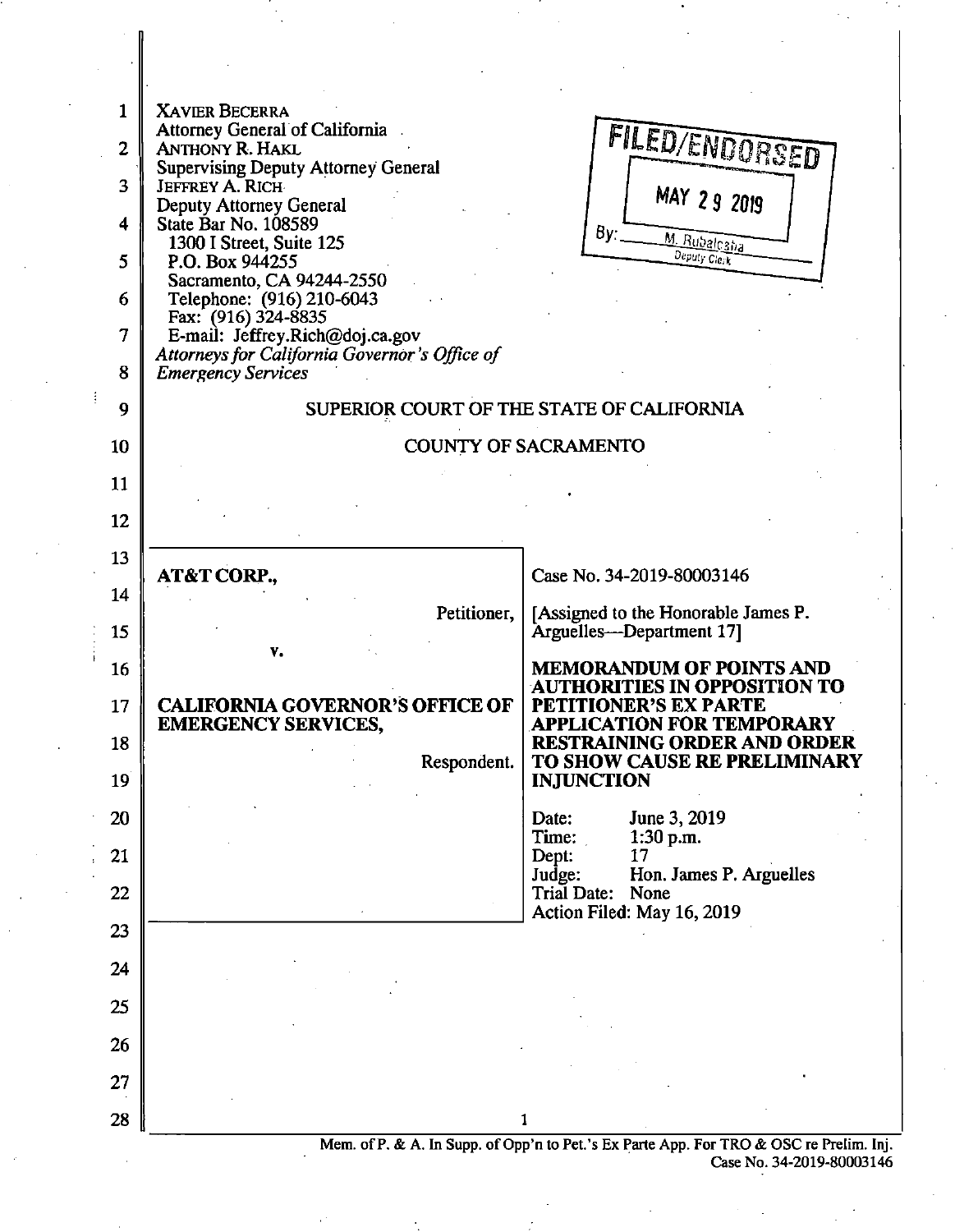XAVIER BECERRA
Attorney General of California
ANTHONY R. HAKL
Supervising Deputy Attorney General
JEFFREY A. RICH
Deputy Attorney General
State Bar No. 108589
1300 I Street, Suite 125
P.O. Box 944255
Sacramento, CA 94244-2550
Telephone: (916) 210-6043
Fax: (916) 324-8835
E-mail: Jeffrey.Rich@doj.ca.gov
*Attorneys for California Governor's Office of Emergency Services*

FILED/ENDORSED
MAY 29 2019
By: M. Rubalcaba, Deputy Clerk

SUPERIOR COURT OF THE STATE OF CALIFORNIA

COUNTY OF SACRAMENTO

| | |
|---|---|
| **AT&T CORP.,**<br><br>Petitioner,<br><br>v.<br><br>**CALIFORNIA GOVERNOR'S OFFICE OF EMERGENCY SERVICES,**<br><br>Respondent. | Case No. 34-2019-80003146<br><br>[Assigned to the Honorable James P. Arguelles—Department 17]<br><br>**MEMORANDUM OF POINTS AND AUTHORITIES IN OPPOSITION TO PETITIONER'S EX PARTE APPLICATION FOR TEMPORARY RESTRAINING ORDER AND ORDER TO SHOW CAUSE RE PRELIMINARY INJUNCTION**<br><br>Date: June 3, 2019<br>Time: 1:30 p.m.<br>Dept: 17<br>Judge: Hon. James P. Arguelles<br>Trial Date: None<br>Action Filed: May 16, 2019 |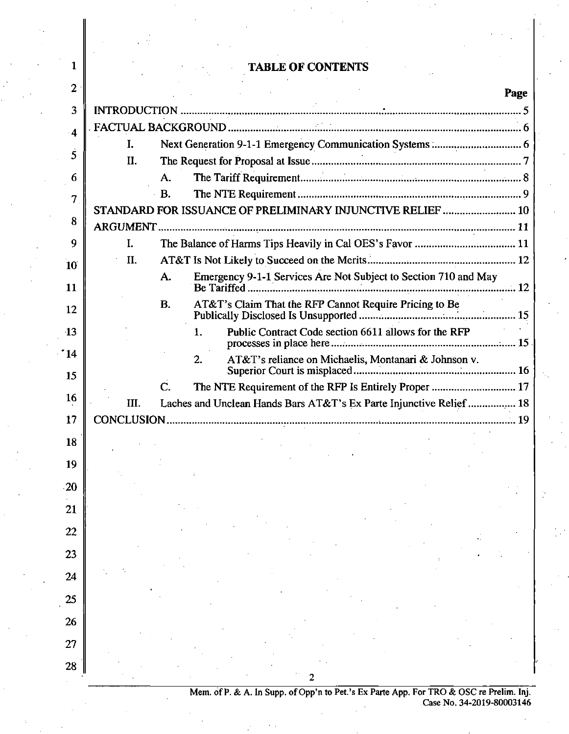# TABLE OF CONTENTS

| | Page |
|---|---|
| INTRODUCTION | 5 |
| FACTUAL BACKGROUND | 6 |
| I. Next Generation 9-1-1 Emergency Communication Systems | 6 |
| II. The Request for Proposal at Issue | 7 |
| A. The Tariff Requirement | 8 |
| B. The NTE Requirement | 9 |
| STANDARD FOR ISSUANCE OF PRELIMINARY INJUNCTIVE RELIEF | 10 |
| ARGUMENT | 11 |
| I. The Balance of Harms Tips Heavily in Cal OES's Favor | 11 |
| II. AT&T Is Not Likely to Succeed on the Merits | 12 |
| A. Emergency 9-1-1 Services Are Not Subject to Section 710 and May Be Tariffed | 12 |
| B. AT&T's Claim That the RFP Cannot Require Pricing to Be Publically Disclosed Is Unsupported | 15 |
| 1. Public Contract Code section 6611 allows for the RFP processes in place here | 15 |
| 2. AT&T's reliance on Michaelis, Montanari & Johnson v. Superior Court is misplaced | 16 |
| C. The NTE Requirement of the RFP Is Entirely Proper | 17 |
| III. Laches and Unclean Hands Bars AT&T's Ex Parte Injunctive Relief | 18 |
| CONCLUSION | 19 |

Mem. of P. & A. In Supp. of Opp'n to Pet.'s Ex Parte App. For TRO & OSC re Prelim. Inj.
Case No. 34-2019-80003146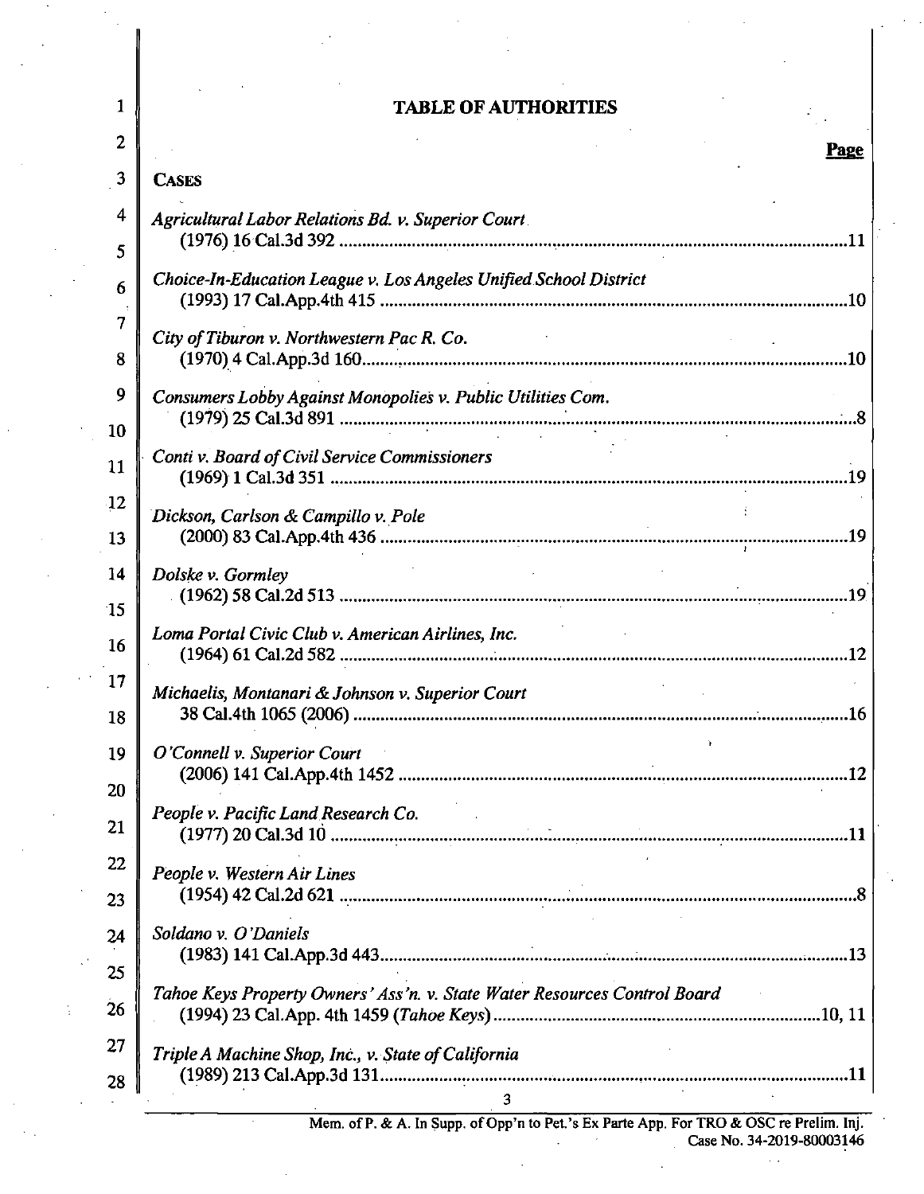# TABLE OF AUTHORITIES

**Page**

**CASES**

*Agricultural Labor Relations Bd. v. Superior Court*
(1976) 16 Cal.3d 392 ....................................................................................................11

*Choice-In-Education League v. Los Angeles Unified School District*
(1993) 17 Cal.App.4th 415 ...........................................................................................10

*City of Tiburon v. Northwestern Pac R. Co.*
(1970) 4 Cal.App.3d 160..............................................................................................10

*Consumers Lobby Against Monopolies v. Public Utilities Com.*
(1979) 25 Cal.3d 891 ......................................................................................................8

*Conti v. Board of Civil Service Commissioners*
(1969) 1 Cal.3d 351 ......................................................................................................19

*Dickson, Carlson & Campillo v. Pole*
(2000) 83 Cal.App.4th 436 ...........................................................................................19

*Dolske v. Gormley*
(1962) 58 Cal.2d 513 ....................................................................................................19

*Loma Portal Civic Club v. American Airlines, Inc.*
(1964) 61 Cal.2d 582 ....................................................................................................12

*Michaelis, Montanari & Johnson v. Superior Court*
38 Cal.4th 1065 (2006) .................................................................................................16

*O'Connell v. Superior Court*
(2006) 141 Cal.App.4th 1452 ........................................................................................12

*People v. Pacific Land Research Co.*
(1977) 20 Cal.3d 10 ......................................................................................................11

*People v. Western Air Lines*
(1954) 42 Cal.2d 621 ......................................................................................................8

*Soldano v. O'Daniels*
(1983) 141 Cal.App.3d 443............................................................................................13

*Tahoe Keys Property Owners' Ass'n. v. State Water Resources Control Board*
(1994) 23 Cal.App. 4th 1459 (*Tahoe Keys*) ...........................................................10, 11

*Triple A Machine Shop, Inc., v. State of California*
(1989) 213 Cal.App.3d 131............................................................................................11

Mem. of P. & A. In Supp. of Opp'n to Pet.'s Ex Parte App. For TRO & OSC re Prelim. Inj.
Case No. 34-2019-80003146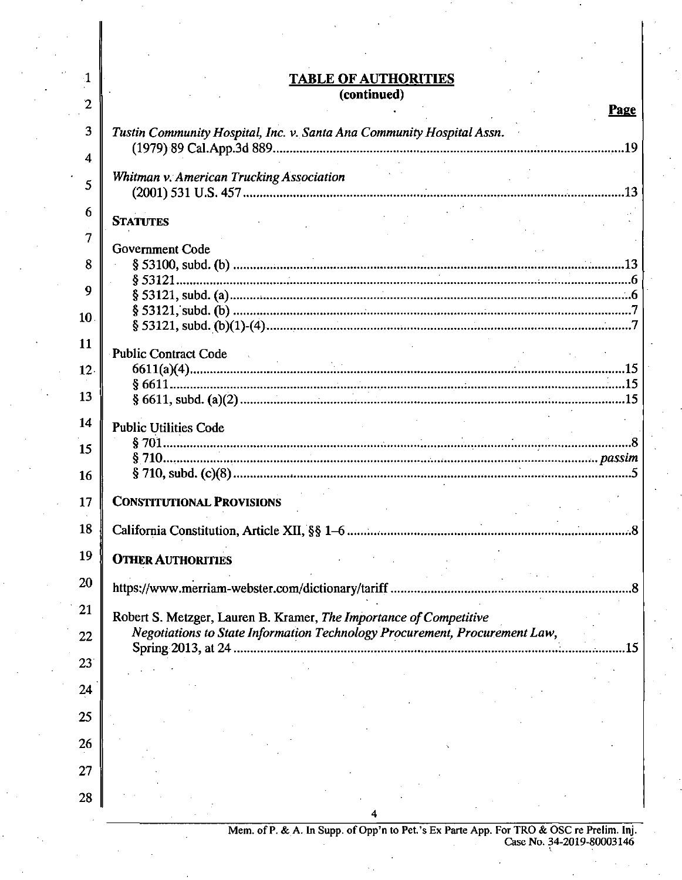## TABLE OF AUTHORITIES
**(continued)**

**Page**

*Tustin Community Hospital, Inc. v. Santa Ana Community Hospital Assn.* (1979) 89 Cal.App.3d 889 ..... 19

*Whitman v. American Trucking Association* (2001) 531 U.S. 457 ..... 13

**STATUTES**

Government Code
- § 53100, subd. (b) ..... 13
- § 53121 ..... 6
- § 53121, subd. (a) ..... 6
- § 53121, subd. (b) ..... 7
- § 53121, subd. (b)(1)-(4) ..... 7

Public Contract Code
- 6611(a)(4) ..... 15
- § 6611 ..... 15
- § 6611, subd. (a)(2) ..... 15

Public Utilities Code
- § 701 ..... 8
- § 710 ..... *passim*
- § 710, subd. (c)(8) ..... 5

**CONSTITUTIONAL PROVISIONS**

California Constitution, Article XII, §§ 1–6 ..... 8

**OTHER AUTHORITIES**

https://www.merriam-webster.com/dictionary/tariff ..... 8

Robert S. Metzger, Lauren B. Kramer, *The Importance of Competitive Negotiations to State Information Technology Procurement, Procurement Law,* Spring 2013, at 24 ..... 15

Mem. of P. & A. In Supp. of Opp'n to Pet.'s Ex Parte App. For TRO & OSC re Prelim. Inj.
Case No. 34-2019-80003146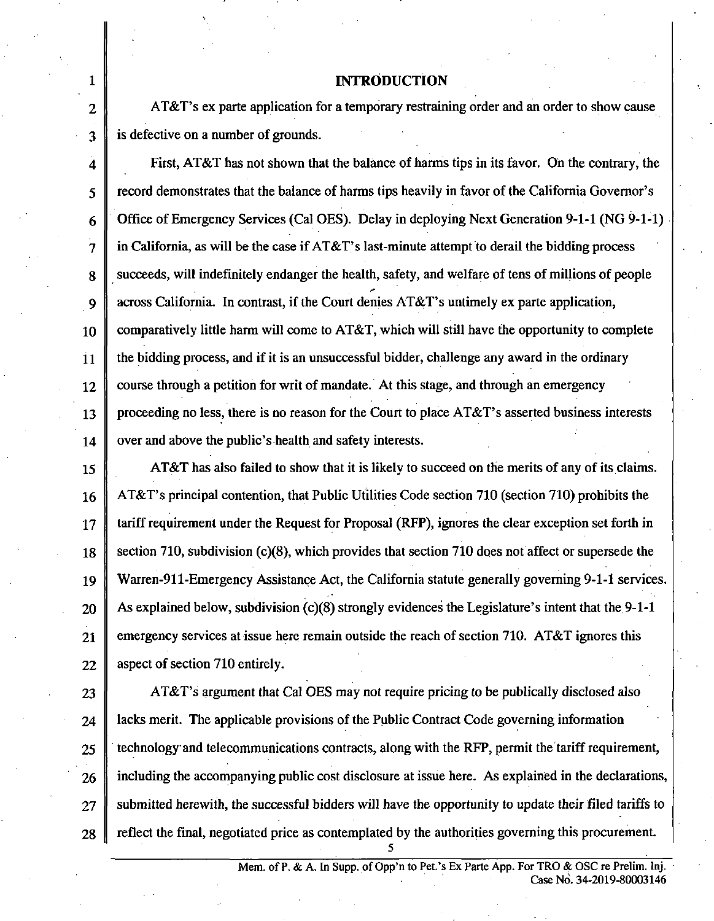## INTRODUCTION

AT&T's ex parte application for a temporary restraining order and an order to show cause is defective on a number of grounds.

First, AT&T has not shown that the balance of harms tips in its favor. On the contrary, the record demonstrates that the balance of harms tips heavily in favor of the California Governor's Office of Emergency Services (Cal OES). Delay in deploying Next Generation 9-1-1 (NG 9-1-1) in California, as will be the case if AT&T's last-minute attempt to derail the bidding process succeeds, will indefinitely endanger the health, safety, and welfare of tens of millions of people across California. In contrast, if the Court denies AT&T's untimely ex parte application, comparatively little harm will come to AT&T, which will still have the opportunity to complete the bidding process, and if it is an unsuccessful bidder, challenge any award in the ordinary course through a petition for writ of mandate. At this stage, and through an emergency proceeding no less, there is no reason for the Court to place AT&T's asserted business interests over and above the public's health and safety interests.

AT&T has also failed to show that it is likely to succeed on the merits of any of its claims. AT&T's principal contention, that Public Utilities Code section 710 (section 710) prohibits the tariff requirement under the Request for Proposal (RFP), ignores the clear exception set forth in section 710, subdivision (c)(8), which provides that section 710 does not affect or supersede the Warren-911-Emergency Assistance Act, the California statute generally governing 9-1-1 services. As explained below, subdivision (c)(8) strongly evidences the Legislature's intent that the 9-1-1 emergency services at issue here remain outside the reach of section 710. AT&T ignores this aspect of section 710 entirely.

AT&T's argument that Cal OES may not require pricing to be publically disclosed also lacks merit. The applicable provisions of the Public Contract Code governing information technology and telecommunications contracts, along with the RFP, permit the tariff requirement, including the accompanying public cost disclosure at issue here. As explained in the declarations, submitted herewith, the successful bidders will have the opportunity to update their filed tariffs to reflect the final, negotiated price as contemplated by the authorities governing this procurement.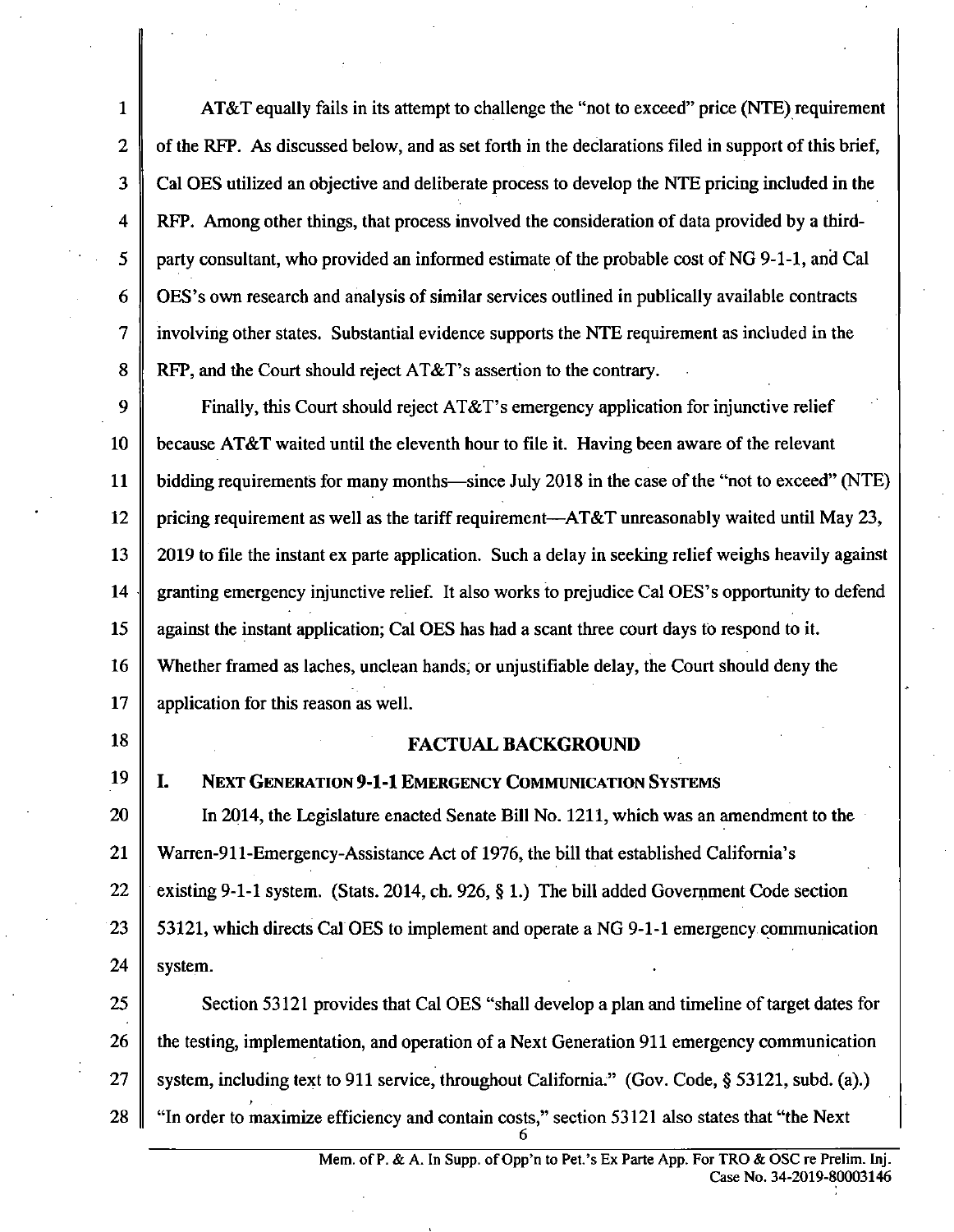AT&T equally fails in its attempt to challenge the "not to exceed" price (NTE) requirement of the RFP. As discussed below, and as set forth in the declarations filed in support of this brief, Cal OES utilized an objective and deliberate process to develop the NTE pricing included in the RFP. Among other things, that process involved the consideration of data provided by a third-party consultant, who provided an informed estimate of the probable cost of NG 9-1-1, and Cal OES's own research and analysis of similar services outlined in publically available contracts involving other states. Substantial evidence supports the NTE requirement as included in the RFP, and the Court should reject AT&T's assertion to the contrary.

Finally, this Court should reject AT&T's emergency application for injunctive relief because AT&T waited until the eleventh hour to file it. Having been aware of the relevant bidding requirements for many months—since July 2018 in the case of the "not to exceed" (NTE) pricing requirement as well as the tariff requirement—AT&T unreasonably waited until May 23, 2019 to file the instant ex parte application. Such a delay in seeking relief weighs heavily against granting emergency injunctive relief. It also works to prejudice Cal OES's opportunity to defend against the instant application; Cal OES has had a scant three court days to respond to it. Whether framed as laches, unclean hands, or unjustifiable delay, the Court should deny the application for this reason as well.

## FACTUAL BACKGROUND

### I. Next Generation 9-1-1 Emergency Communication Systems

In 2014, the Legislature enacted Senate Bill No. 1211, which was an amendment to the Warren-911-Emergency-Assistance Act of 1976, the bill that established California's existing 9-1-1 system. (Stats. 2014, ch. 926, § 1.) The bill added Government Code section 53121, which directs Cal OES to implement and operate a NG 9-1-1 emergency communication system.

Section 53121 provides that Cal OES "shall develop a plan and timeline of target dates for the testing, implementation, and operation of a Next Generation 911 emergency communication system, including text to 911 service, throughout California." (Gov. Code, § 53121, subd. (a).) "In order to maximize efficiency and contain costs," section 53121 also states that "the Next

Mem. of P. & A. In Supp. of Opp'n to Pet.'s Ex Parte App. For TRO & OSC re Prelim. Inj.
Case No. 34-2019-80003146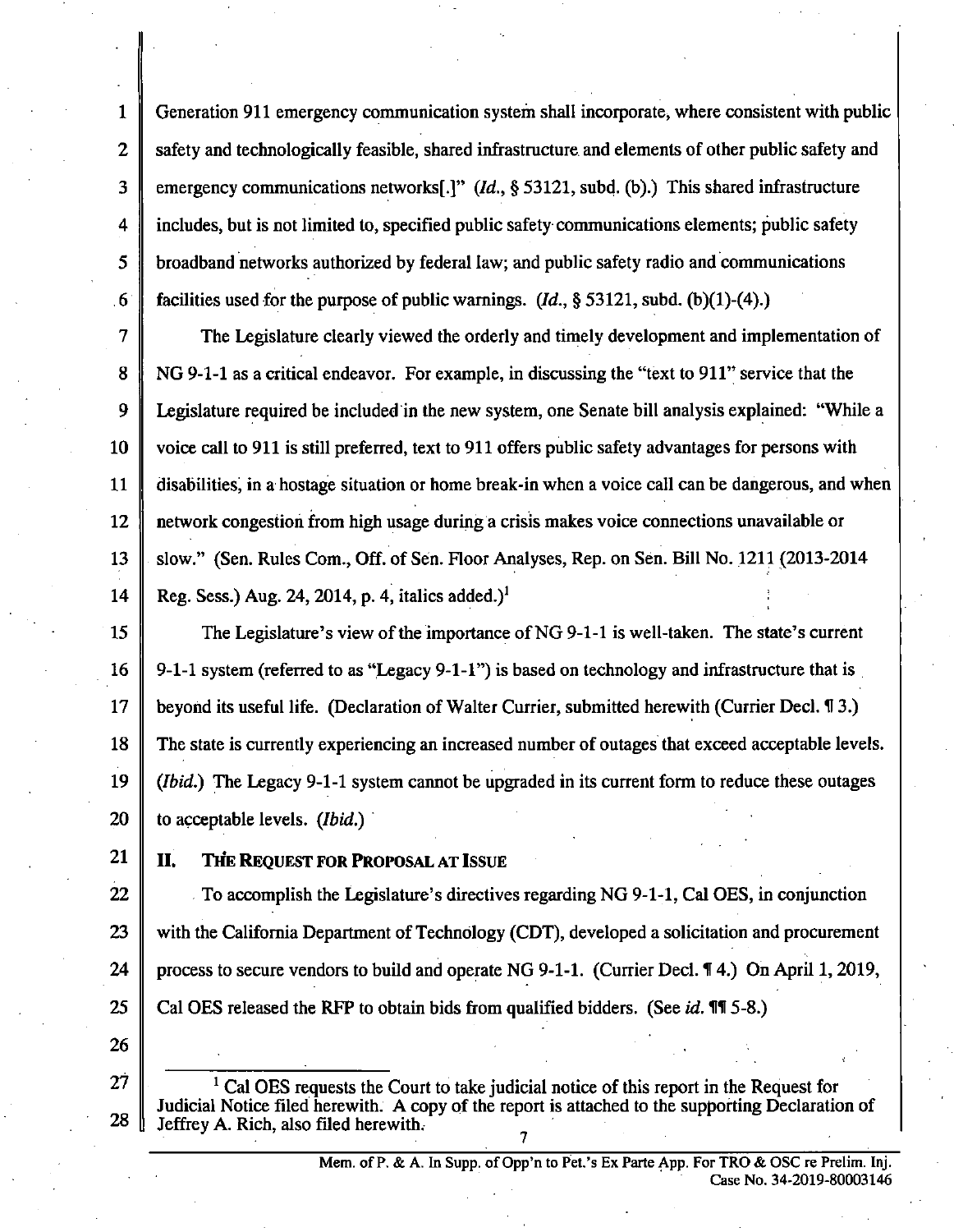Generation 911 emergency communication system shall incorporate, where consistent with public safety and technologically feasible, shared infrastructure and elements of other public safety and emergency communications networks[.]" (*Id.*, § 53121, subd. (b).) This shared infrastructure includes, but is not limited to, specified public safety communications elements; public safety broadband networks authorized by federal law; and public safety radio and communications facilities used for the purpose of public warnings. (*Id.*, § 53121, subd. (b)(1)-(4).)

The Legislature clearly viewed the orderly and timely development and implementation of NG 9-1-1 as a critical endeavor. For example, in discussing the "text to 911" service that the Legislature required be included in the new system, one Senate bill analysis explained: "While a voice call to 911 is still preferred, text to 911 offers public safety advantages for persons with disabilities, in a hostage situation or home break-in when a voice call can be dangerous, and when network congestion from high usage during a crisis makes voice connections unavailable or slow." (Sen. Rules Com., Off. of Sen. Floor Analyses, Rep. on Sen. Bill No. 1211 (2013-2014 Reg. Sess.) Aug. 24, 2014, p. 4, italics added.)[1]

The Legislature's view of the importance of NG 9-1-1 is well-taken. The state's current 9-1-1 system (referred to as "Legacy 9-1-1") is based on technology and infrastructure that is beyond its useful life. (Declaration of Walter Currier, submitted herewith (Currier Decl. ¶ 3.) The state is currently experiencing an increased number of outages that exceed acceptable levels. (*Ibid.*) The Legacy 9-1-1 system cannot be upgraded in its current form to reduce these outages to acceptable levels. (*Ibid.*)

## II. The Request for Proposal at Issue

To accomplish the Legislature's directives regarding NG 9-1-1, Cal OES, in conjunction with the California Department of Technology (CDT), developed a solicitation and procurement process to secure vendors to build and operate NG 9-1-1. (Currier Decl. ¶ 4.) On April 1, 2019, Cal OES released the RFP to obtain bids from qualified bidders. (See *id.* ¶¶ 5-8.)

---

[1] Cal OES requests the Court to take judicial notice of this report in the Request for Judicial Notice filed herewith. A copy of the report is attached to the supporting Declaration of Jeffrey A. Rich, also filed herewith.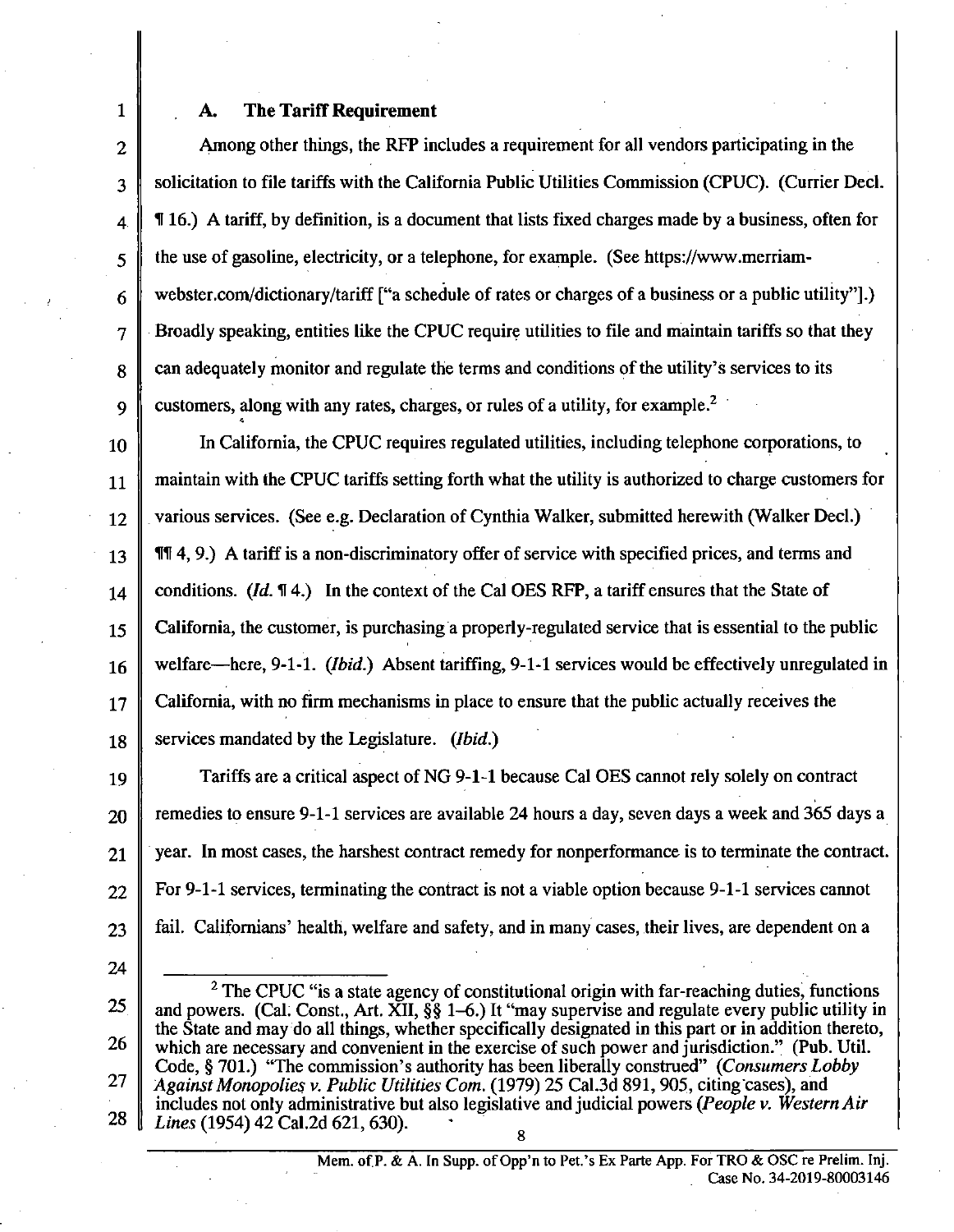### A. The Tariff Requirement

Among other things, the RFP includes a requirement for all vendors participating in the solicitation to file tariffs with the California Public Utilities Commission (CPUC). (Currier Decl. ¶ 16.) A tariff, by definition, is a document that lists fixed charges made by a business, often for the use of gasoline, electricity, or a telephone, for example. (See https://www.merriam-webster.com/dictionary/tariff ["a schedule of rates or charges of a business or a public utility"].) Broadly speaking, entities like the CPUC require utilities to file and maintain tariffs so that they can adequately monitor and regulate the terms and conditions of the utility's services to its customers, along with any rates, charges, or rules of a utility, for example.[2]

In California, the CPUC requires regulated utilities, including telephone corporations, to maintain with the CPUC tariffs setting forth what the utility is authorized to charge customers for various services. (See e.g. Declaration of Cynthia Walker, submitted herewith (Walker Decl.) ¶¶ 4, 9.) A tariff is a non-discriminatory offer of service with specified prices, and terms and conditions. (*Id.* ¶ 4.) In the context of the Cal OES RFP, a tariff ensures that the State of California, the customer, is purchasing a properly-regulated service that is essential to the public welfare—here, 9-1-1. (*Ibid.*) Absent tariffing, 9-1-1 services would be effectively unregulated in California, with no firm mechanisms in place to ensure that the public actually receives the services mandated by the Legislature. (*Ibid.*)

Tariffs are a critical aspect of NG 9-1-1 because Cal OES cannot rely solely on contract remedies to ensure 9-1-1 services are available 24 hours a day, seven days a week and 365 days a year. In most cases, the harshest contract remedy for nonperformance is to terminate the contract. For 9-1-1 services, terminating the contract is not a viable option because 9-1-1 services cannot fail. Californians' health, welfare and safety, and in many cases, their lives, are dependent on a

---

[2] The CPUC "is a state agency of constitutional origin with far-reaching duties, functions and powers. (Cal. Const., Art. XII, §§ 1–6.) It "may supervise and regulate every public utility in the State and may do all things, whether specifically designated in this part or in addition thereto, which are necessary and convenient in the exercise of such power and jurisdiction." (Pub. Util. Code, § 701.) "The commission's authority has been liberally construed" (*Consumers Lobby Against Monopolies v. Public Utilities Com.* (1979) 25 Cal.3d 891, 905, citing cases), and includes not only administrative but also legislative and judicial powers (*People v. Western Air Lines* (1954) 42 Cal.2d 621, 630).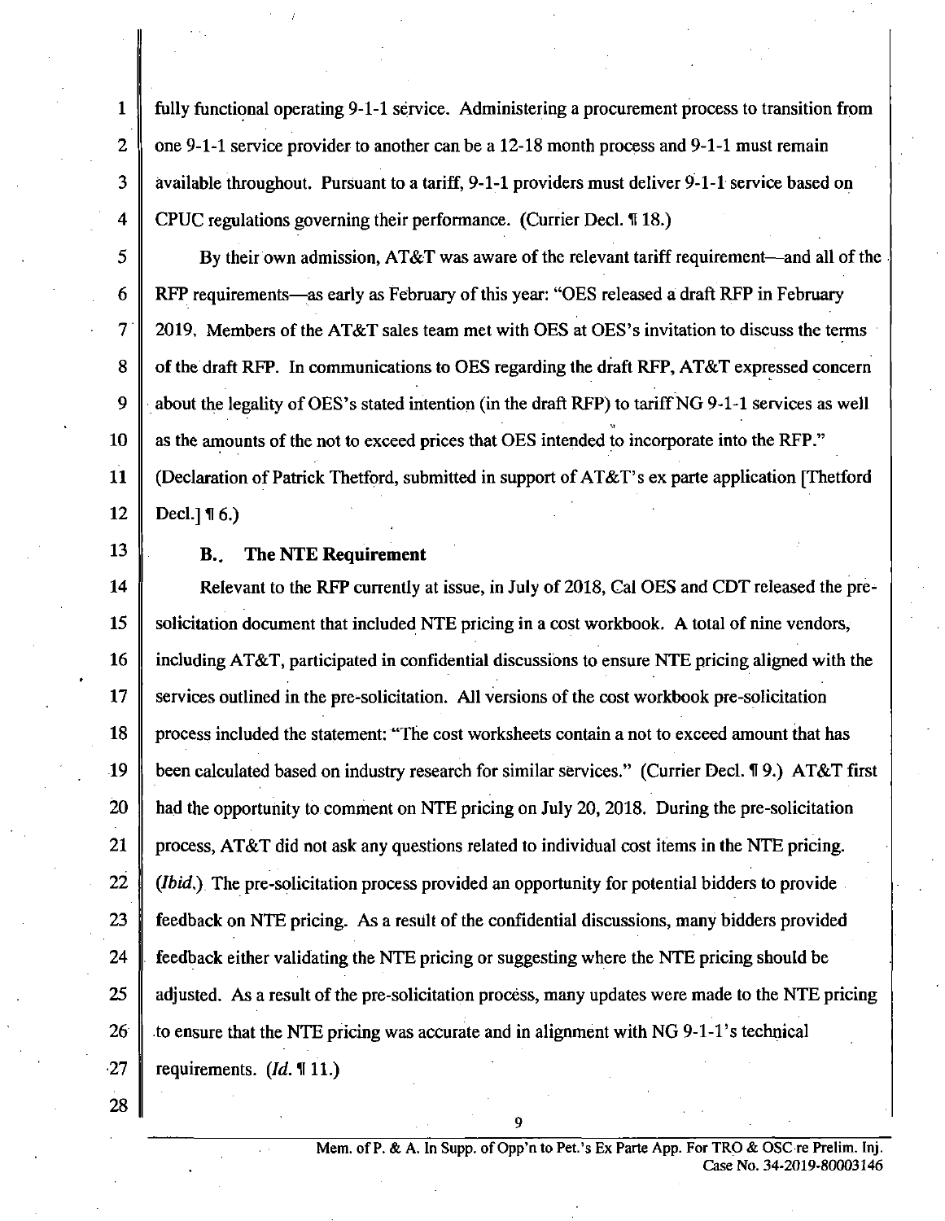fully functional operating 9-1-1 service. Administering a procurement process to transition from one 9-1-1 service provider to another can be a 12-18 month process and 9-1-1 must remain available throughout. Pursuant to a tariff, 9-1-1 providers must deliver 9-1-1 service based on CPUC regulations governing their performance. (Currier Decl. ¶ 18.)

By their own admission, AT&T was aware of the relevant tariff requirement—and all of the RFP requirements—as early as February of this year: "OES released a draft RFP in February 2019. Members of the AT&T sales team met with OES at OES's invitation to discuss the terms of the draft RFP. In communications to OES regarding the draft RFP, AT&T expressed concern about the legality of OES's stated intention (in the draft RFP) to tariff NG 9-1-1 services as well as the amounts of the not to exceed prices that OES intended to incorporate into the RFP." (Declaration of Patrick Thetford, submitted in support of AT&T's ex parte application [Thetford Decl.] ¶ 6.)

### B. The NTE Requirement

Relevant to the RFP currently at issue, in July of 2018, Cal OES and CDT released the pre-solicitation document that included NTE pricing in a cost workbook. A total of nine vendors, including AT&T, participated in confidential discussions to ensure NTE pricing aligned with the services outlined in the pre-solicitation. All versions of the cost workbook pre-solicitation process included the statement: "The cost worksheets contain a not to exceed amount that has been calculated based on industry research for similar services." (Currier Decl. ¶ 9.) AT&T first had the opportunity to comment on NTE pricing on July 20, 2018. During the pre-solicitation process, AT&T did not ask any questions related to individual cost items in the NTE pricing. (*Ibid.*) The pre-solicitation process provided an opportunity for potential bidders to provide feedback on NTE pricing. As a result of the confidential discussions, many bidders provided feedback either validating the NTE pricing or suggesting where the NTE pricing should be adjusted. As a result of the pre-solicitation process, many updates were made to the NTE pricing to ensure that the NTE pricing was accurate and in alignment with NG 9-1-1's technical requirements. (*Id.* ¶ 11.)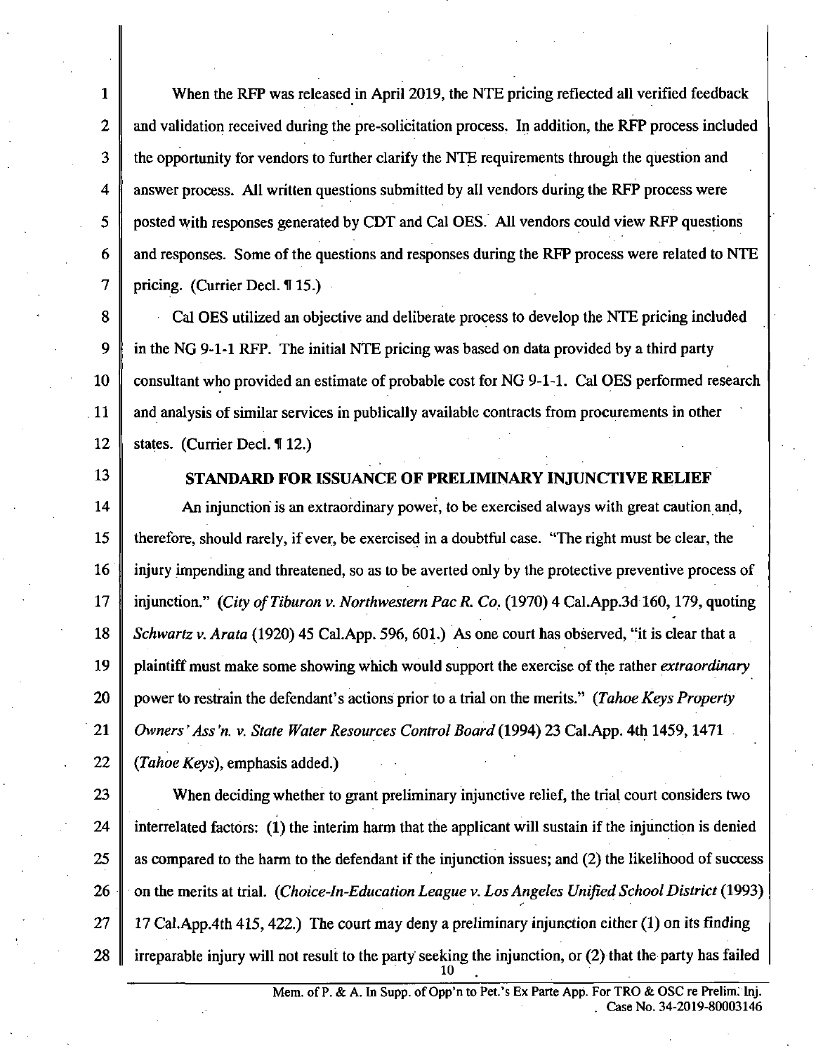When the RFP was released in April 2019, the NTE pricing reflected all verified feedback and validation received during the pre-solicitation process. In addition, the RFP process included the opportunity for vendors to further clarify the NTE requirements through the question and answer process. All written questions submitted by all vendors during the RFP process were posted with responses generated by CDT and Cal OES. All vendors could view RFP questions and responses. Some of the questions and responses during the RFP process were related to NTE pricing. (Currier Decl. ¶ 15.)

Cal OES utilized an objective and deliberate process to develop the NTE pricing included in the NG 9-1-1 RFP. The initial NTE pricing was based on data provided by a third party consultant who provided an estimate of probable cost for NG 9-1-1. Cal OES performed research and analysis of similar services in publically available contracts from procurements in other states. (Currier Decl. ¶ 12.)

## STANDARD FOR ISSUANCE OF PRELIMINARY INJUNCTIVE RELIEF

An injunction is an extraordinary power, to be exercised always with great caution and, therefore, should rarely, if ever, be exercised in a doubtful case. "The right must be clear, the injury impending and threatened, so as to be averted only by the protective preventive process of injunction." (*City of Tiburon v. Northwestern Pac R. Co.* (1970) 4 Cal.App.3d 160, 179, quoting *Schwartz v. Arata* (1920) 45 Cal.App. 596, 601.) As one court has observed, "it is clear that a plaintiff must make some showing which would support the exercise of the rather *extraordinary* power to restrain the defendant's actions prior to a trial on the merits." (*Tahoe Keys Property Owners' Ass'n. v. State Water Resources Control Board* (1994) 23 Cal.App. 4th 1459, 1471 (*Tahoe Keys*), emphasis added.)

When deciding whether to grant preliminary injunctive relief, the trial court considers two interrelated factors: (1) the interim harm that the applicant will sustain if the injunction is denied as compared to the harm to the defendant if the injunction issues; and (2) the likelihood of success on the merits at trial. (*Choice-In-Education League v. Los Angeles Unified School District* (1993) 17 Cal.App.4th 415, 422.) The court may deny a preliminary injunction either (1) on its finding irreparable injury will not result to the party seeking the injunction, or (2) that the party has failed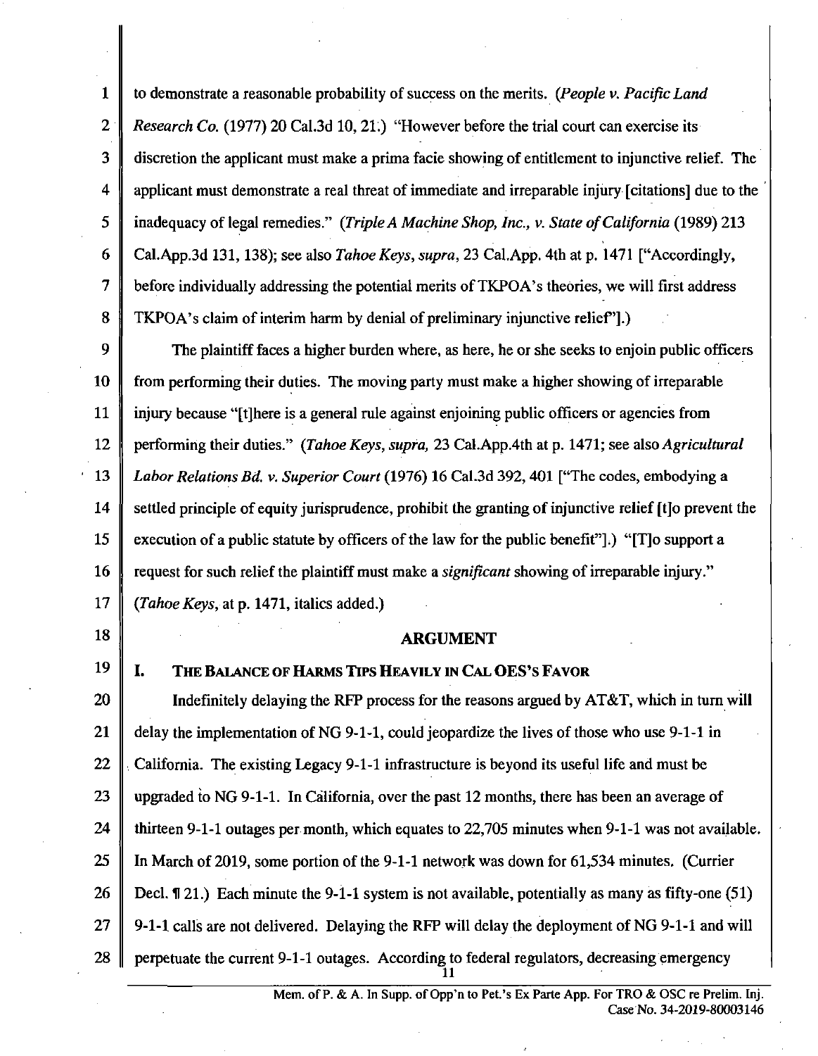to demonstrate a reasonable probability of success on the merits. (*People v. Pacific Land Research Co.* (1977) 20 Cal.3d 10, 21.) "However before the trial court can exercise its discretion the applicant must make a prima facie showing of entitlement to injunctive relief. The applicant must demonstrate a real threat of immediate and irreparable injury [citations] due to the inadequacy of legal remedies." (*Triple A Machine Shop, Inc., v. State of California* (1989) 213 Cal.App.3d 131, 138); see also *Tahoe Keys*, *supra*, 23 Cal.App. 4th at p. 1471 ["Accordingly, before individually addressing the potential merits of TKPOA's theories, we will first address TKPOA's claim of interim harm by denial of preliminary injunctive relief"].)

The plaintiff faces a higher burden where, as here, he or she seeks to enjoin public officers from performing their duties. The moving party must make a higher showing of irreparable injury because "[t]here is a general rule against enjoining public officers or agencies from performing their duties." (*Tahoe Keys, supra,* 23 Cal.App.4th at p. 1471; see also *Agricultural Labor Relations Bd. v. Superior Court* (1976) 16 Cal.3d 392, 401 ["The codes, embodying a settled principle of equity jurisprudence, prohibit the granting of injunctive relief [t]o prevent the execution of a public statute by officers of the law for the public benefit"].) "[T]o support a request for such relief the plaintiff must make a *significant* showing of irreparable injury." (*Tahoe Keys,* at p. 1471, italics added.)

## ARGUMENT

### I. THE BALANCE OF HARMS TIPS HEAVILY IN CAL OES'S FAVOR

Indefinitely delaying the RFP process for the reasons argued by AT&T, which in turn will delay the implementation of NG 9-1-1, could jeopardize the lives of those who use 9-1-1 in California. The existing Legacy 9-1-1 infrastructure is beyond its useful life and must be upgraded to NG 9-1-1. In California, over the past 12 months, there has been an average of thirteen 9-1-1 outages per month, which equates to 22,705 minutes when 9-1-1 was not available. In March of 2019, some portion of the 9-1-1 network was down for 61,534 minutes. (Currier Decl. ¶ 21.) Each minute the 9-1-1 system is not available, potentially as many as fifty-one (51) 9-1-1 calls are not delivered. Delaying the RFP will delay the deployment of NG 9-1-1 and will perpetuate the current 9-1-1 outages. According to federal regulators, decreasing emergency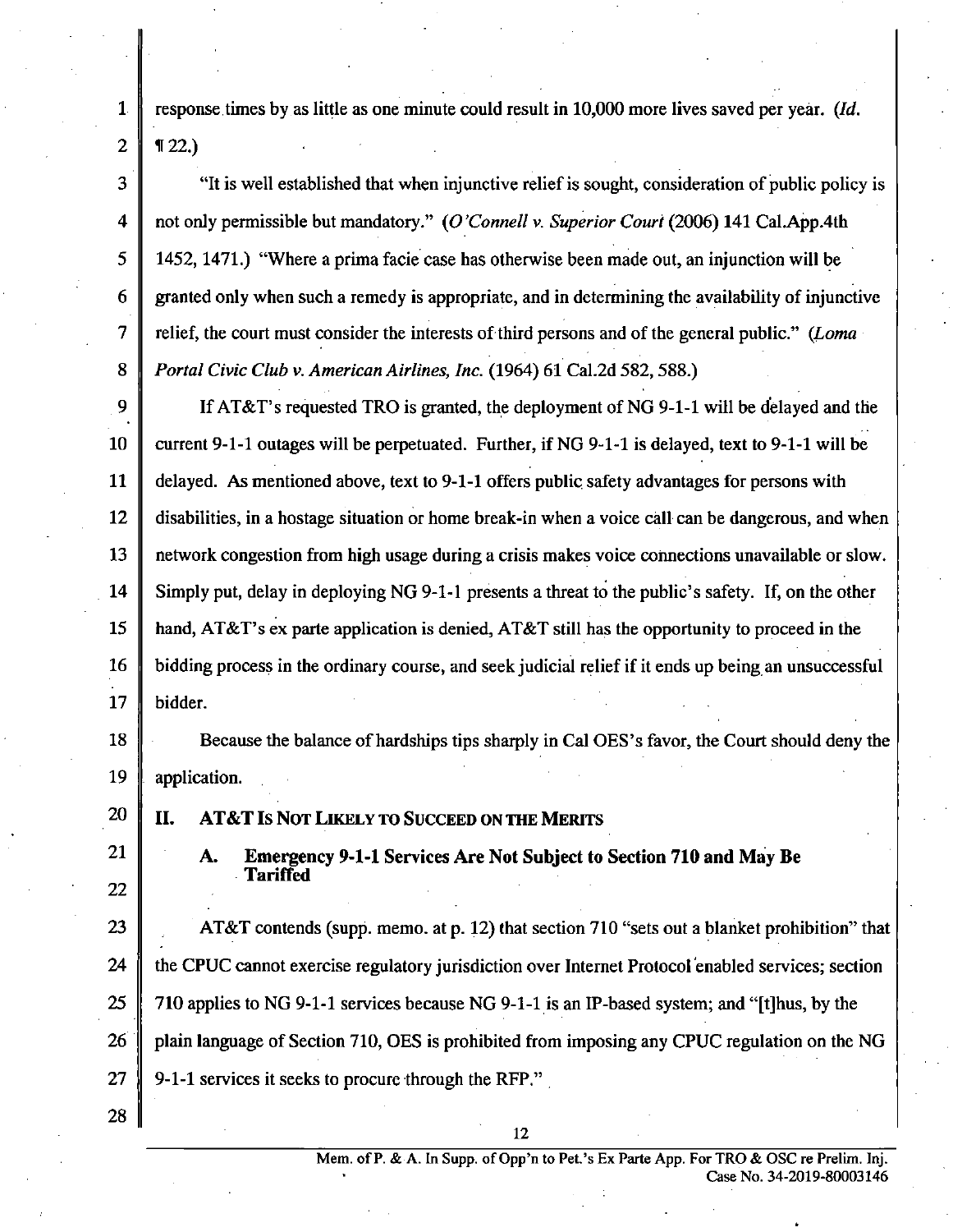response times by as little as one minute could result in 10,000 more lives saved per year. (*Id.* ¶ 22.)

"It is well established that when injunctive relief is sought, consideration of public policy is not only permissible but mandatory." (*O'Connell v. Superior Court* (2006) 141 Cal.App.4th 1452, 1471.) "Where a prima facie case has otherwise been made out, an injunction will be granted only when such a remedy is appropriate, and in determining the availability of injunctive relief, the court must consider the interests of third persons and of the general public." (*Loma Portal Civic Club v. American Airlines, Inc.* (1964) 61 Cal.2d 582, 588.)

If AT&T's requested TRO is granted, the deployment of NG 9-1-1 will be delayed and the current 9-1-1 outages will be perpetuated. Further, if NG 9-1-1 is delayed, text to 9-1-1 will be delayed. As mentioned above, text to 9-1-1 offers public safety advantages for persons with disabilities, in a hostage situation or home break-in when a voice call can be dangerous, and when network congestion from high usage during a crisis makes voice connections unavailable or slow. Simply put, delay in deploying NG 9-1-1 presents a threat to the public's safety. If, on the other hand, AT&T's ex parte application is denied, AT&T still has the opportunity to proceed in the bidding process in the ordinary course, and seek judicial relief if it ends up being an unsuccessful bidder.

Because the balance of hardships tips sharply in Cal OES's favor, the Court should deny the application.

## II. AT&T Is Not Likely to Succeed on the Merits

### A. Emergency 9-1-1 Services Are Not Subject to Section 710 and May Be Tariffed

AT&T contends (supp. memo. at p. 12) that section 710 "sets out a blanket prohibition" that the CPUC cannot exercise regulatory jurisdiction over Internet Protocol enabled services; section 710 applies to NG 9-1-1 services because NG 9-1-1 is an IP-based system; and "[t]hus, by the plain language of Section 710, OES is prohibited from imposing any CPUC regulation on the NG 9-1-1 services it seeks to procure through the RFP."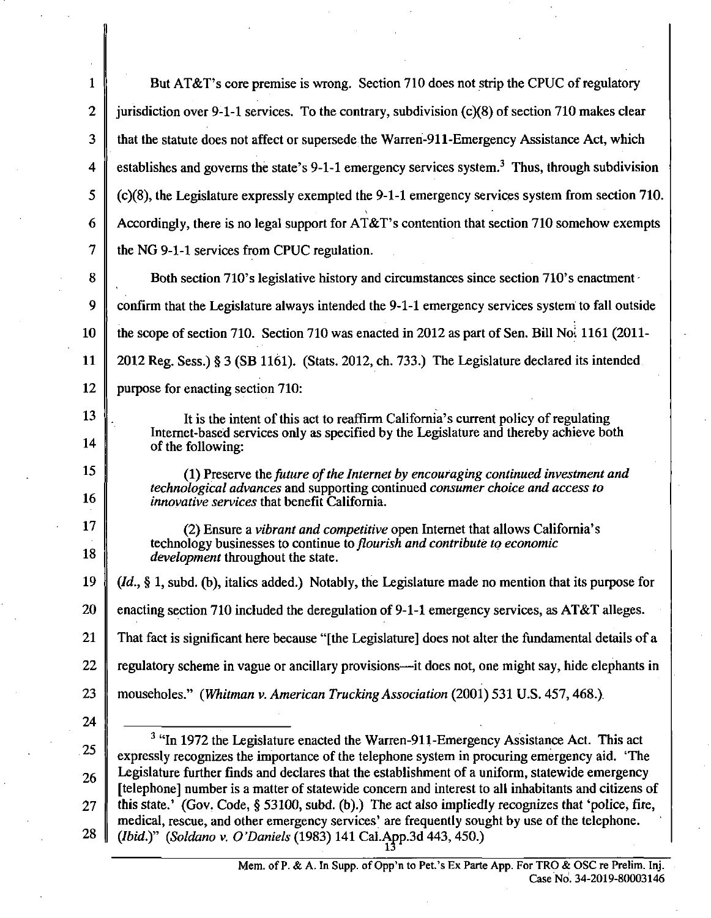But AT&T's core premise is wrong. Section 710 does not strip the CPUC of regulatory jurisdiction over 9-1-1 services. To the contrary, subdivision (c)(8) of section 710 makes clear that the statute does not affect or supersede the Warren-911-Emergency Assistance Act, which establishes and governs the state's 9-1-1 emergency services system.[3] Thus, through subdivision (c)(8), the Legislature expressly exempted the 9-1-1 emergency services system from section 710. Accordingly, there is no legal support for AT&T's contention that section 710 somehow exempts the NG 9-1-1 services from CPUC regulation.

Both section 710's legislative history and circumstances since section 710's enactment confirm that the Legislature always intended the 9-1-1 emergency services system to fall outside the scope of section 710. Section 710 was enacted in 2012 as part of Sen. Bill No. 1161 (2011-2012 Reg. Sess.) § 3 (SB 1161). (Stats. 2012, ch. 733.) The Legislature declared its intended purpose for enacting section 710:

> It is the intent of this act to reaffirm California's current policy of regulating Internet-based services only as specified by the Legislature and thereby achieve both of the following:
>
> (1) Preserve the *future of the Internet by encouraging continued investment and technological advances* and supporting continued *consumer choice and access to innovative services* that benefit California.
>
> (2) Ensure a *vibrant and competitive* open Internet that allows California's technology businesses to continue to *flourish and contribute to economic development* throughout the state.

(*Id.*, § 1, subd. (b), italics added.) Notably, the Legislature made no mention that its purpose for enacting section 710 included the deregulation of 9-1-1 emergency services, as AT&T alleges. That fact is significant here because "[the Legislature] does not alter the fundamental details of a regulatory scheme in vague or ancillary provisions—it does not, one might say, hide elephants in mouseholes." (*Whitman v. American Trucking Association* (2001) 531 U.S. 457, 468.)

---

[3] "In 1972 the Legislature enacted the Warren-911-Emergency Assistance Act. This act expressly recognizes the importance of the telephone system in procuring emergency aid. 'The Legislature further finds and declares that the establishment of a uniform, statewide emergency [telephone] number is a matter of statewide concern and interest to all inhabitants and citizens of this state.' (Gov. Code, § 53100, subd. (b).) The act also impliedly recognizes that 'police, fire, medical, rescue, and other emergency services' are frequently sought by use of the telephone. (*Ibid.*)" (*Soldano v. O'Daniels* (1983) 141 Cal.App.3d 443, 450.)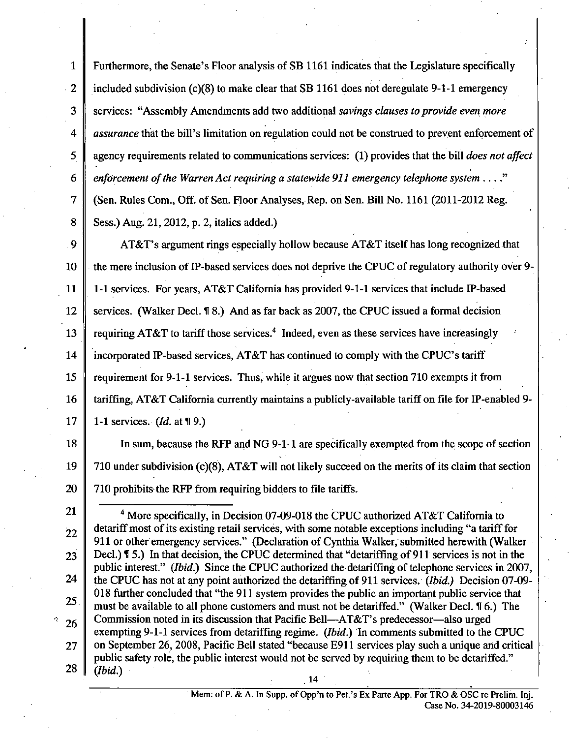Furthermore, the Senate's Floor analysis of SB 1161 indicates that the Legislature specifically included subdivision (c)(8) to make clear that SB 1161 does not deregulate 9-1-1 emergency services: "Assembly Amendments add two additional *savings clauses to provide even more assurance* that the bill's limitation on regulation could not be construed to prevent enforcement of agency requirements related to communications services: (1) provides that the bill *does not affect enforcement of the Warren Act requiring a statewide 911 emergency telephone system* . . . ." (Sen. Rules Com., Off. of Sen. Floor Analyses, Rep. on Sen. Bill No. 1161 (2011-2012 Reg. Sess.) Aug. 21, 2012, p. 2, italics added.)

AT&T's argument rings especially hollow because AT&T itself has long recognized that the mere inclusion of IP-based services does not deprive the CPUC of regulatory authority over 9-1-1 services. For years, AT&T California has provided 9-1-1 services that include IP-based services. (Walker Decl. ¶ 8.) And as far back as 2007, the CPUC issued a formal decision requiring AT&T to tariff those services.[4] Indeed, even as these services have increasingly incorporated IP-based services, AT&T has continued to comply with the CPUC's tariff requirement for 9-1-1 services. Thus, while it argues now that section 710 exempts it from tariffing, AT&T California currently maintains a publicly-available tariff on file for IP-enabled 9-1-1 services. (*Id.* at ¶ 9.)

In sum, because the RFP and NG 9-1-1 are specifically exempted from the scope of section 710 under subdivision (c)(8), AT&T will not likely succeed on the merits of its claim that section 710 prohibits the RFP from requiring bidders to file tariffs.

---

[4] More specifically, in Decision 07-09-018 the CPUC authorized AT&T California to detariff most of its existing retail services, with some notable exceptions including "a tariff for 911 or other emergency services." (Declaration of Cynthia Walker, submitted herewith (Walker Decl.) ¶ 5.) In that decision, the CPUC determined that "detariffing of 911 services is not in the public interest." (*Ibid.*) Since the CPUC authorized the detariffing of telephone services in 2007, the CPUC has not at any point authorized the detariffing of 911 services. (*Ibid.*) Decision 07-09-018 further concluded that "the 911 system provides the public an important public service that must be available to all phone customers and must not be detariffed." (Walker Decl. ¶ 6.) The Commission noted in its discussion that Pacific Bell—AT&T's predecessor—also urged exempting 9-1-1 services from detariffing regime. (*Ibid.*) In comments submitted to the CPUC on September 26, 2008, Pacific Bell stated "because E911 services play such a unique and critical public safety role, the public interest would not be served by requiring them to be detariffed." (*Ibid.*)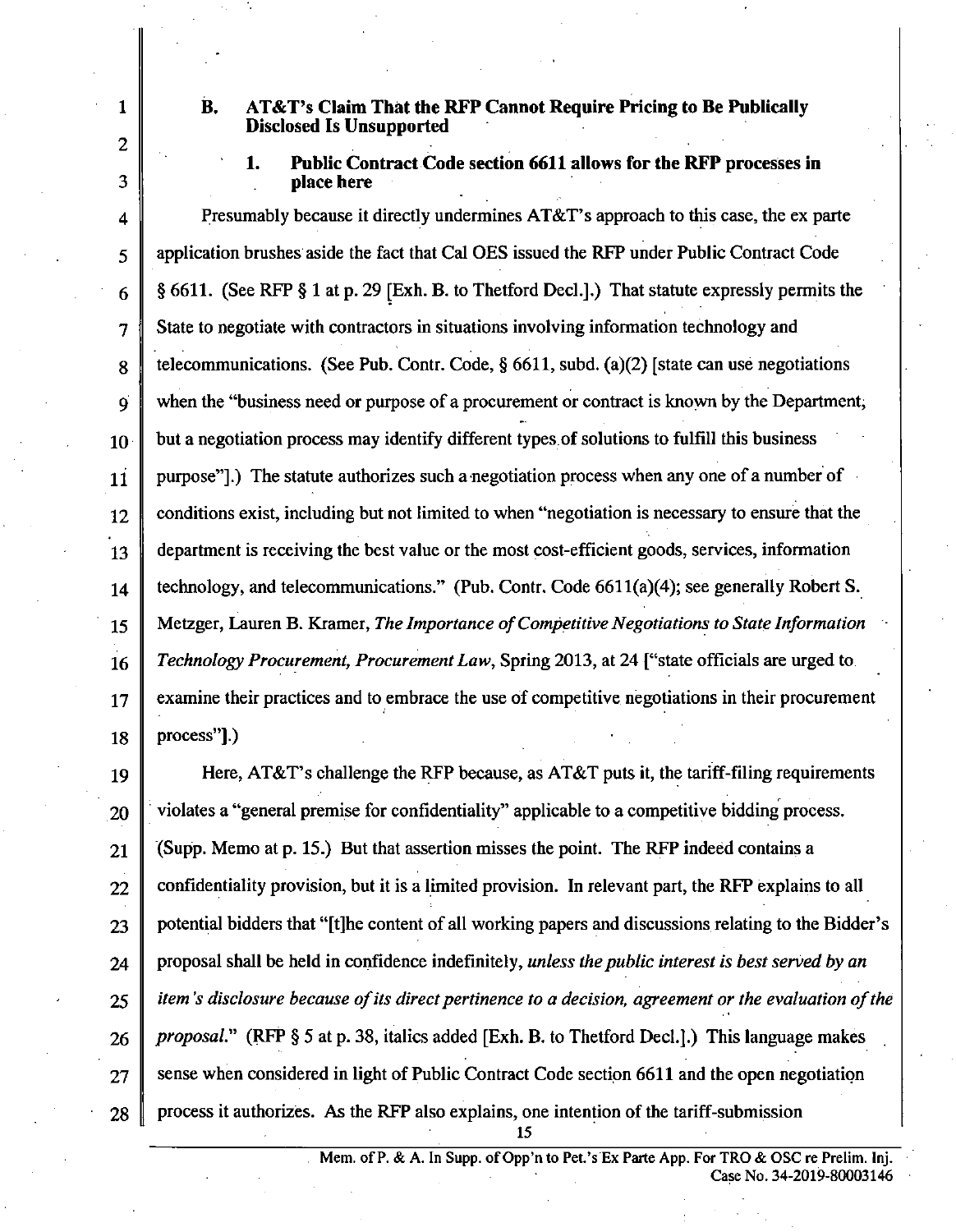### B. AT&T's Claim That the RFP Cannot Require Pricing to Be Publically Disclosed Is Unsupported

#### 1. Public Contract Code section 6611 allows for the RFP processes in place here

Presumably because it directly undermines AT&T's approach to this case, the ex parte application brushes aside the fact that Cal OES issued the RFP under Public Contract Code § 6611. (See RFP § 1 at p. 29 [Exh. B. to Thetford Decl.].) That statute expressly permits the State to negotiate with contractors in situations involving information technology and telecommunications. (See Pub. Contr. Code, § 6611, subd. (a)(2) [state can use negotiations when the "business need or purpose of a procurement or contract is known by the Department, but a negotiation process may identify different types of solutions to fulfill this business purpose"].) The statute authorizes such a negotiation process when any one of a number of conditions exist, including but not limited to when "negotiation is necessary to ensure that the department is receiving the best value or the most cost-efficient goods, services, information technology, and telecommunications." (Pub. Contr. Code 6611(a)(4); see generally Robert S. Metzger, Lauren B. Kramer, *The Importance of Competitive Negotiations to State Information Technology Procurement, Procurement Law*, Spring 2013, at 24 ["state officials are urged to examine their practices and to embrace the use of competitive negotiations in their procurement process"].)

Here, AT&T's challenge the RFP because, as AT&T puts it, the tariff-filing requirements violates a "general premise for confidentiality" applicable to a competitive bidding process. (Supp. Memo at p. 15.) But that assertion misses the point. The RFP indeed contains a confidentiality provision, but it is a limited provision. In relevant part, the RFP explains to all potential bidders that "[t]he content of all working papers and discussions relating to the Bidder's proposal shall be held in confidence indefinitely, *unless the public interest is best served by an item's disclosure because of its direct pertinence to a decision, agreement or the evaluation of the proposal.*" (RFP § 5 at p. 38, italics added [Exh. B. to Thetford Decl.].) This language makes sense when considered in light of Public Contract Code section 6611 and the open negotiation process it authorizes. As the RFP also explains, one intention of the tariff-submission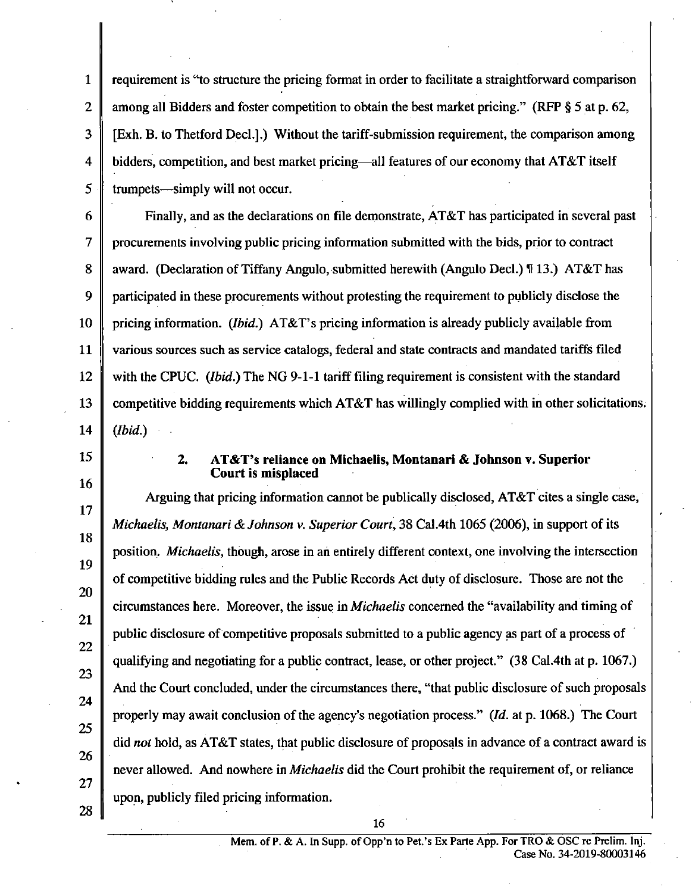requirement is "to structure the pricing format in order to facilitate a straightforward comparison among all Bidders and foster competition to obtain the best market pricing." (RFP § 5 at p. 62, [Exh. B. to Thetford Decl.].) Without the tariff-submission requirement, the comparison among bidders, competition, and best market pricing—all features of our economy that AT&T itself trumpets—simply will not occur.

Finally, and as the declarations on file demonstrate, AT&T has participated in several past procurements involving public pricing information submitted with the bids, prior to contract award. (Declaration of Tiffany Angulo, submitted herewith (Angulo Decl.) ¶ 13.) AT&T has participated in these procurements without protesting the requirement to publicly disclose the pricing information. (*Ibid.*) AT&T's pricing information is already publicly available from various sources such as service catalogs, federal and state contracts and mandated tariffs filed with the CPUC. (*Ibid.*) The NG 9-1-1 tariff filing requirement is consistent with the standard competitive bidding requirements which AT&T has willingly complied with in other solicitations. (*Ibid.*)

### 2. AT&T's reliance on Michaelis, Montanari & Johnson v. Superior Court is misplaced

Arguing that pricing information cannot be publically disclosed, AT&T cites a single case, *Michaelis, Montanari & Johnson v. Superior Court*, 38 Cal.4th 1065 (2006), in support of its position. *Michaelis*, though, arose in an entirely different context, one involving the intersection of competitive bidding rules and the Public Records Act duty of disclosure. Those are not the circumstances here. Moreover, the issue in *Michaelis* concerned the "availability and timing of public disclosure of competitive proposals submitted to a public agency as part of a process of qualifying and negotiating for a public contract, lease, or other project." (38 Cal.4th at p. 1067.) And the Court concluded, under the circumstances there, "that public disclosure of such proposals properly may await conclusion of the agency's negotiation process." (*Id.* at p. 1068.) The Court did *not* hold, as AT&T states, that public disclosure of proposals in advance of a contract award is never allowed. And nowhere in *Michaelis* did the Court prohibit the requirement of, or reliance upon, publicly filed pricing information.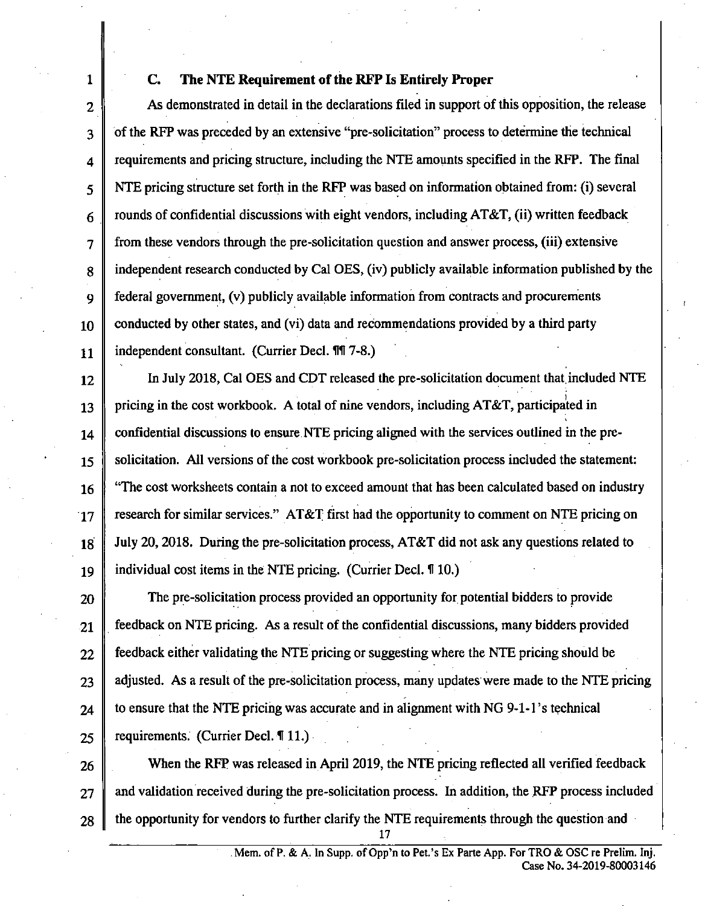### C. The NTE Requirement of the RFP Is Entirely Proper

As demonstrated in detail in the declarations filed in support of this opposition, the release of the RFP was preceded by an extensive "pre-solicitation" process to determine the technical requirements and pricing structure, including the NTE amounts specified in the RFP. The final NTE pricing structure set forth in the RFP was based on information obtained from: (i) several rounds of confidential discussions with eight vendors, including AT&T, (ii) written feedback from these vendors through the pre-solicitation question and answer process, (iii) extensive independent research conducted by Cal OES, (iv) publicly available information published by the federal government, (v) publicly available information from contracts and procurements conducted by other states, and (vi) data and recommendations provided by a third party independent consultant. (Currier Decl. ¶¶ 7-8.)

In July 2018, Cal OES and CDT released the pre-solicitation document that included NTE pricing in the cost workbook. A total of nine vendors, including AT&T, participated in confidential discussions to ensure NTE pricing aligned with the services outlined in the pre-solicitation. All versions of the cost workbook pre-solicitation process included the statement: "The cost worksheets contain a not to exceed amount that has been calculated based on industry research for similar services." AT&T first had the opportunity to comment on NTE pricing on July 20, 2018. During the pre-solicitation process, AT&T did not ask any questions related to individual cost items in the NTE pricing. (Currier Decl. ¶ 10.)

The pre-solicitation process provided an opportunity for potential bidders to provide feedback on NTE pricing. As a result of the confidential discussions, many bidders provided feedback either validating the NTE pricing or suggesting where the NTE pricing should be adjusted. As a result of the pre-solicitation process, many updates were made to the NTE pricing to ensure that the NTE pricing was accurate and in alignment with NG 9-1-1's technical requirements. (Currier Decl. ¶ 11.)

When the RFP was released in April 2019, the NTE pricing reflected all verified feedback and validation received during the pre-solicitation process. In addition, the RFP process included the opportunity for vendors to further clarify the NTE requirements through the question and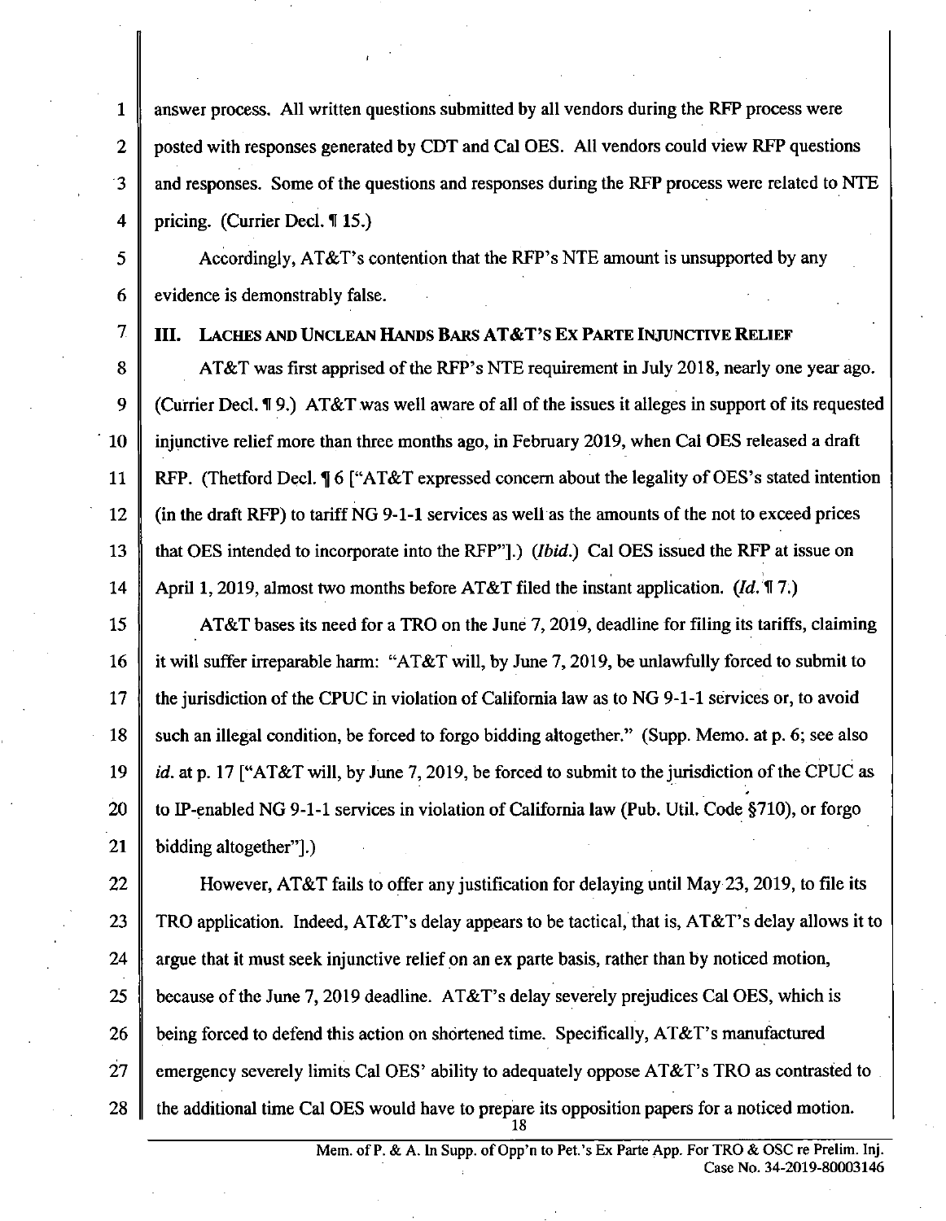answer process. All written questions submitted by all vendors during the RFP process were posted with responses generated by CDT and Cal OES. All vendors could view RFP questions and responses. Some of the questions and responses during the RFP process were related to NTE pricing. (Currier Decl. ¶ 15.)

Accordingly, AT&T's contention that the RFP's NTE amount is unsupported by any evidence is demonstrably false.

### III. LACHES AND UNCLEAN HANDS BARS AT&T'S EX PARTE INJUNCTIVE RELIEF

AT&T was first apprised of the RFP's NTE requirement in July 2018, nearly one year ago. (Currier Decl. ¶ 9.) AT&T was well aware of all of the issues it alleges in support of its requested injunctive relief more than three months ago, in February 2019, when Cal OES released a draft RFP. (Thetford Decl. ¶ 6 ["AT&T expressed concern about the legality of OES's stated intention (in the draft RFP) to tariff NG 9-1-1 services as well as the amounts of the not to exceed prices that OES intended to incorporate into the RFP"].) (*Ibid.*) Cal OES issued the RFP at issue on April 1, 2019, almost two months before AT&T filed the instant application. (*Id.* ¶ 7.)

AT&T bases its need for a TRO on the June 7, 2019, deadline for filing its tariffs, claiming it will suffer irreparable harm: "AT&T will, by June 7, 2019, be unlawfully forced to submit to the jurisdiction of the CPUC in violation of California law as to NG 9-1-1 services or, to avoid such an illegal condition, be forced to forgo bidding altogether." (Supp. Memo. at p. 6; see also *id.* at p. 17 ["AT&T will, by June 7, 2019, be forced to submit to the jurisdiction of the CPUC as to IP-enabled NG 9-1-1 services in violation of California law (Pub. Util. Code §710), or forgo bidding altogether"].)

However, AT&T fails to offer any justification for delaying until May 23, 2019, to file its TRO application. Indeed, AT&T's delay appears to be tactical, that is, AT&T's delay allows it to argue that it must seek injunctive relief on an ex parte basis, rather than by noticed motion, because of the June 7, 2019 deadline. AT&T's delay severely prejudices Cal OES, which is being forced to defend this action on shortened time. Specifically, AT&T's manufactured emergency severely limits Cal OES' ability to adequately oppose AT&T's TRO as contrasted to the additional time Cal OES would have to prepare its opposition papers for a noticed motion.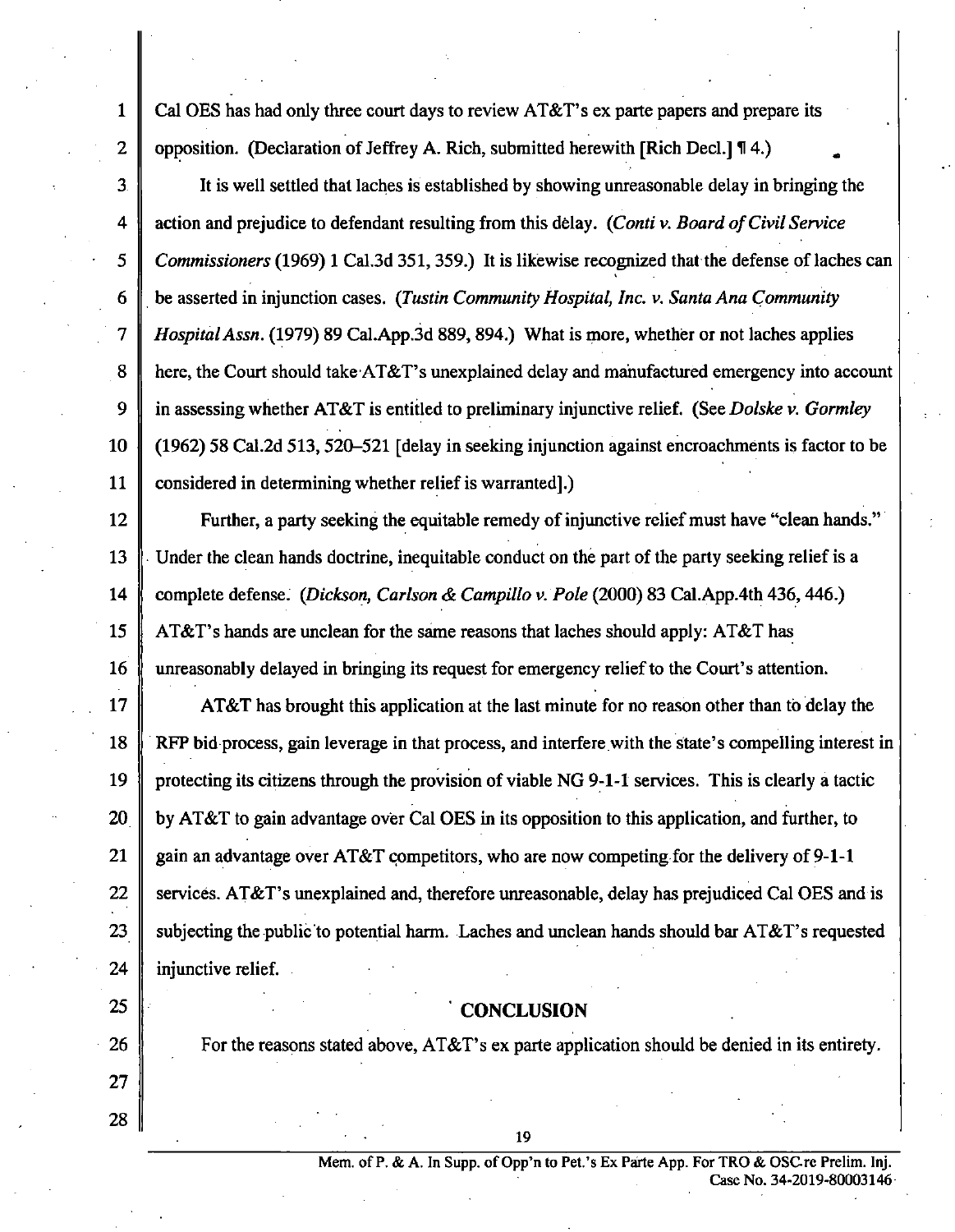Cal OES has had only three court days to review AT&T's ex parte papers and prepare its opposition. (Declaration of Jeffrey A. Rich, submitted herewith [Rich Decl.] ¶ 4.)

It is well settled that laches is established by showing unreasonable delay in bringing the action and prejudice to defendant resulting from this delay. (*Conti v. Board of Civil Service Commissioners* (1969) 1 Cal.3d 351, 359.) It is likewise recognized that the defense of laches can be asserted in injunction cases. (*Tustin Community Hospital, Inc. v. Santa Ana Community Hospital Assn.* (1979) 89 Cal.App.3d 889, 894.) What is more, whether or not laches applies here, the Court should take AT&T's unexplained delay and manufactured emergency into account in assessing whether AT&T is entitled to preliminary injunctive relief. (See *Dolske v. Gormley* (1962) 58 Cal.2d 513, 520–521 [delay in seeking injunction against encroachments is factor to be considered in determining whether relief is warranted].)

Further, a party seeking the equitable remedy of injunctive relief must have "clean hands." Under the clean hands doctrine, inequitable conduct on the part of the party seeking relief is a complete defense. (*Dickson, Carlson & Campillo v. Pole* (2000) 83 Cal.App.4th 436, 446.) AT&T's hands are unclean for the same reasons that laches should apply: AT&T has unreasonably delayed in bringing its request for emergency relief to the Court's attention.

AT&T has brought this application at the last minute for no reason other than to delay the RFP bid process, gain leverage in that process, and interfere with the state's compelling interest in protecting its citizens through the provision of viable NG 9-1-1 services. This is clearly a tactic by AT&T to gain advantage over Cal OES in its opposition to this application, and further, to gain an advantage over AT&T competitors, who are now competing for the delivery of 9-1-1 services. AT&T's unexplained and, therefore unreasonable, delay has prejudiced Cal OES and is subjecting the public to potential harm. Laches and unclean hands should bar AT&T's requested injunctive relief.

## CONCLUSION

For the reasons stated above, AT&T's ex parte application should be denied in its entirety.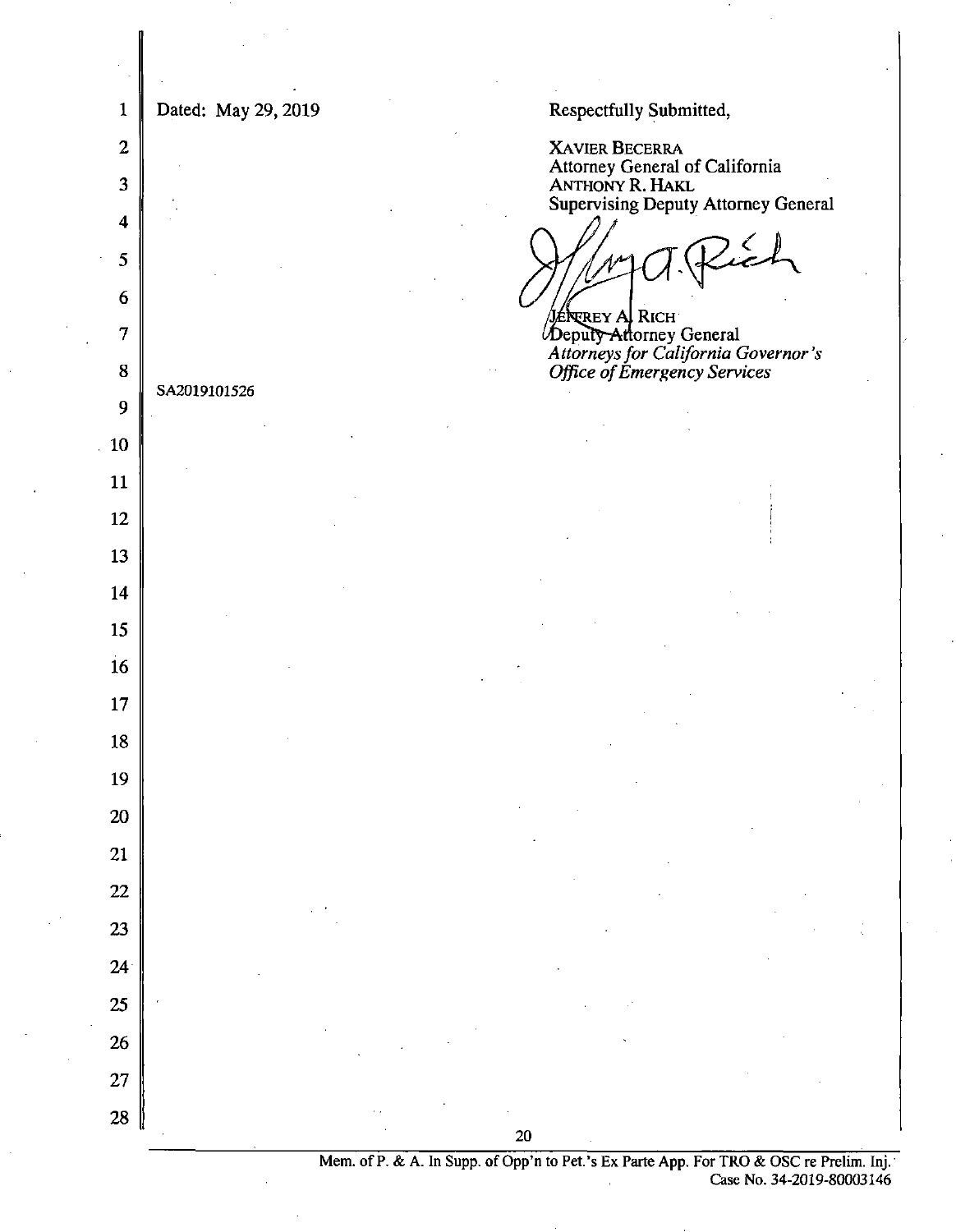Dated: May 29, 2019

Respectfully Submitted,

XAVIER BECERRA
Attorney General of California
ANTHONY R. HAKL
Supervising Deputy Attorney General

JEFFREY A. RICH
Deputy Attorney General
*Attorneys for California Governor's Office of Emergency Services*

SA2019101526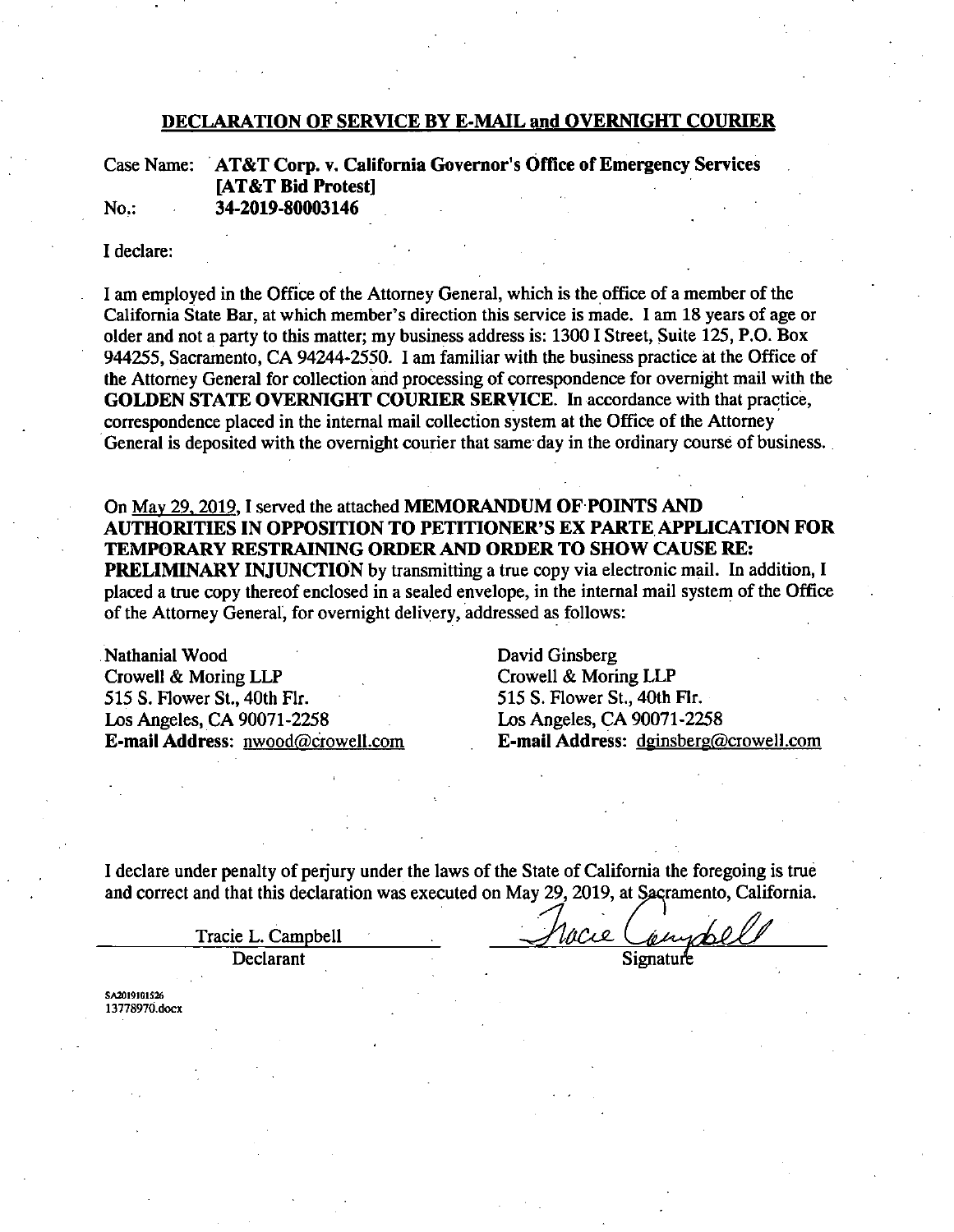**DECLARATION OF SERVICE BY E-MAIL and OVERNIGHT COURIER**

Case Name: **AT&T Corp. v. California Governor's Office of Emergency Services [AT&T Bid Protest]**

No.: **34-2019-80003146**

I declare:

I am employed in the Office of the Attorney General, which is the office of a member of the California State Bar, at which member's direction this service is made. I am 18 years of age or older and not a party to this matter; my business address is: 1300 I Street, Suite 125, P.O. Box 944255, Sacramento, CA 94244-2550. I am familiar with the business practice at the Office of the Attorney General for collection and processing of correspondence for overnight mail with the **GOLDEN STATE OVERNIGHT COURIER SERVICE**. In accordance with that practice, correspondence placed in the internal mail collection system at the Office of the Attorney General is deposited with the overnight courier that same day in the ordinary course of business.

On May 29, 2019, I served the attached **MEMORANDUM OF POINTS AND AUTHORITIES IN OPPOSITION TO PETITIONER'S EX PARTE APPLICATION FOR TEMPORARY RESTRAINING ORDER AND ORDER TO SHOW CAUSE RE: PRELIMINARY INJUNCTION** by transmitting a true copy via electronic mail. In addition, I placed a true copy thereof enclosed in a sealed envelope, in the internal mail system of the Office of the Attorney General, for overnight delivery, addressed as follows:

Nathanial Wood
Crowell & Moring LLP
515 S. Flower St., 40th Flr.
Los Angeles, CA 90071-2258
**E-mail Address:** nwood@crowell.com

David Ginsberg
Crowell & Moring LLP
515 S. Flower St., 40th Flr.
Los Angeles, CA 90071-2258
**E-mail Address:** dginsberg@crowell.com

I declare under penalty of perjury under the laws of the State of California the foregoing is true and correct and that this declaration was executed on May 29, 2019, at Sacramento, California.

| | |
|---|---|
| Tracie L. Campbell | Tracie Campbell |
| Declarant | Signature |

SA2019101526
13778970.docx